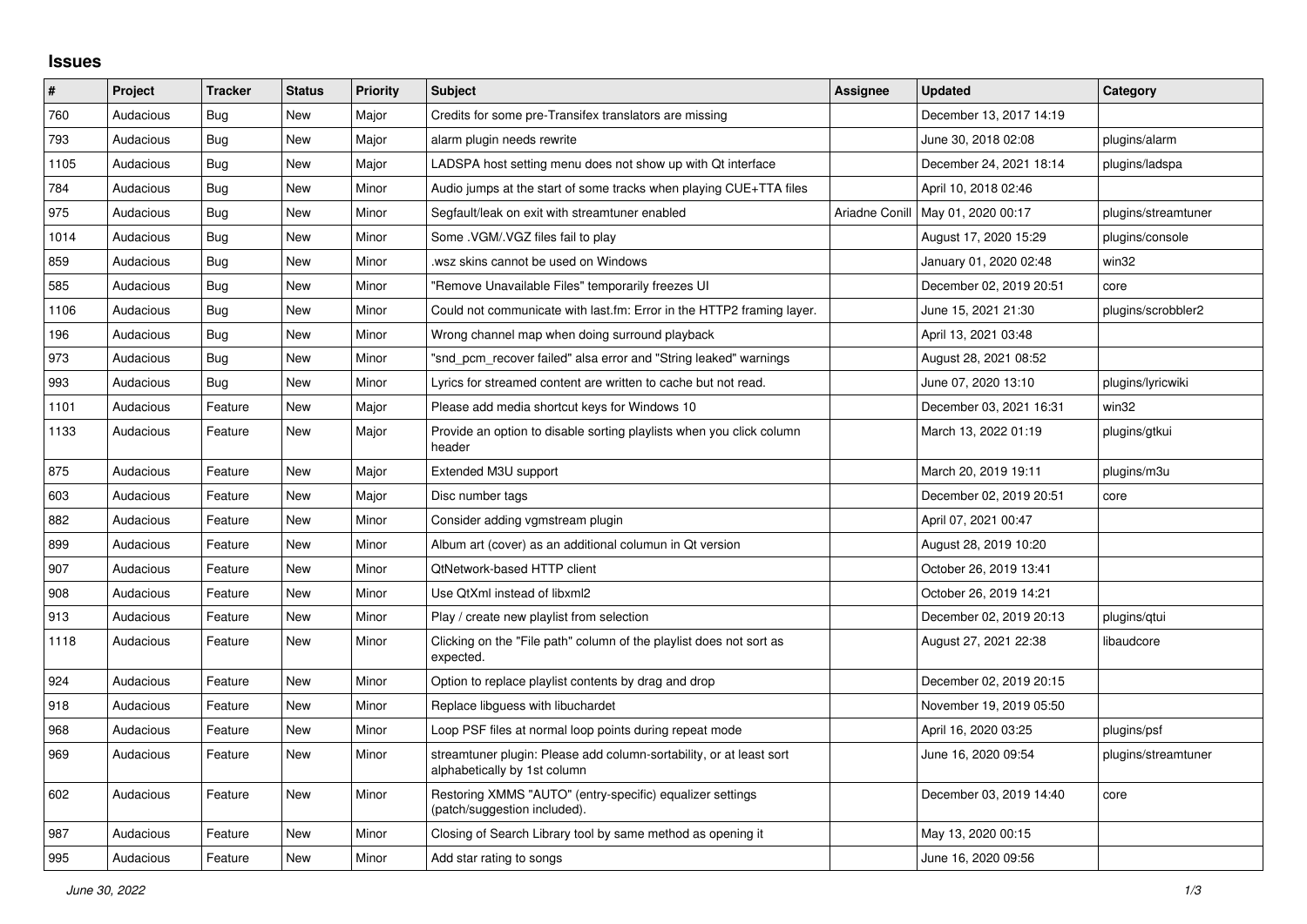## Issues

| # | Project | Tracker | Status | Priority | Subject | Assignee | Updated | Category |
|---|---|---|---|---|---|---|---|---|
| 760 | Audacious | Bug | New | Major | Credits for some pre-Transifex translators are missing | | December 13, 2017 14:19 | |
| 793 | Audacious | Bug | New | Major | alarm plugin needs rewrite | | June 30, 2018 02:08 | plugins/alarm |
| 1105 | Audacious | Bug | New | Major | LADSPA host setting menu does not show up with Qt interface | | December 24, 2021 18:14 | plugins/ladspa |
| 784 | Audacious | Bug | New | Minor | Audio jumps at the start of some tracks when playing CUE+TTA files | | April 10, 2018 02:46 | |
| 975 | Audacious | Bug | New | Minor | Segfault/leak on exit with streamtuner enabled | Ariadne Conill | May 01, 2020 00:17 | plugins/streamtuner |
| 1014 | Audacious | Bug | New | Minor | Some .VGM/.VGZ files fail to play | | August 17, 2020 15:29 | plugins/console |
| 859 | Audacious | Bug | New | Minor | .wsz skins cannot be used on Windows | | January 01, 2020 02:48 | win32 |
| 585 | Audacious | Bug | New | Minor | "Remove Unavailable Files" temporarily freezes UI | | December 02, 2019 20:51 | core |
| 1106 | Audacious | Bug | New | Minor | Could not communicate with last.fm: Error in the HTTP2 framing layer. | | June 15, 2021 21:30 | plugins/scrobbler2 |
| 196 | Audacious | Bug | New | Minor | Wrong channel map when doing surround playback | | April 13, 2021 03:48 | |
| 973 | Audacious | Bug | New | Minor | "snd_pcm_recover failed" alsa error and "String leaked" warnings | | August 28, 2021 08:52 | |
| 993 | Audacious | Bug | New | Minor | Lyrics for streamed content are written to cache but not read. | | June 07, 2020 13:10 | plugins/lyricwiki |
| 1101 | Audacious | Feature | New | Major | Please add media shortcut keys for Windows 10 | | December 03, 2021 16:31 | win32 |
| 1133 | Audacious | Feature | New | Major | Provide an option to disable sorting playlists when you click column header | | March 13, 2022 01:19 | plugins/gtkui |
| 875 | Audacious | Feature | New | Major | Extended M3U support | | March 20, 2019 19:11 | plugins/m3u |
| 603 | Audacious | Feature | New | Major | Disc number tags | | December 02, 2019 20:51 | core |
| 882 | Audacious | Feature | New | Minor | Consider adding vgmstream plugin | | April 07, 2021 00:47 | |
| 899 | Audacious | Feature | New | Minor | Album art (cover) as an additional columun in Qt version | | August 28, 2019 10:20 | |
| 907 | Audacious | Feature | New | Minor | QtNetwork-based HTTP client | | October 26, 2019 13:41 | |
| 908 | Audacious | Feature | New | Minor | Use QtXml instead of libxml2 | | October 26, 2019 14:21 | |
| 913 | Audacious | Feature | New | Minor | Play / create new playlist from selection | | December 02, 2019 20:13 | plugins/qtui |
| 1118 | Audacious | Feature | New | Minor | Clicking on the "File path" column of the playlist does not sort as expected. | | August 27, 2021 22:38 | libaudcore |
| 924 | Audacious | Feature | New | Minor | Option to replace playlist contents by drag and drop | | December 02, 2019 20:15 | |
| 918 | Audacious | Feature | New | Minor | Replace libguess with libuchardet | | November 19, 2019 05:50 | |
| 968 | Audacious | Feature | New | Minor | Loop PSF files at normal loop points during repeat mode | | April 16, 2020 03:25 | plugins/psf |
| 969 | Audacious | Feature | New | Minor | streamtuner plugin: Please add column-sortability, or at least sort alphabetically by 1st column | | June 16, 2020 09:54 | plugins/streamtuner |
| 602 | Audacious | Feature | New | Minor | Restoring XMMS "AUTO" (entry-specific) equalizer settings (patch/suggestion included). | | December 03, 2019 14:40 | core |
| 987 | Audacious | Feature | New | Minor | Closing of Search Library tool by same method as opening it | | May 13, 2020 00:15 | |
| 995 | Audacious | Feature | New | Minor | Add star rating to songs | | June 16, 2020 09:56 | |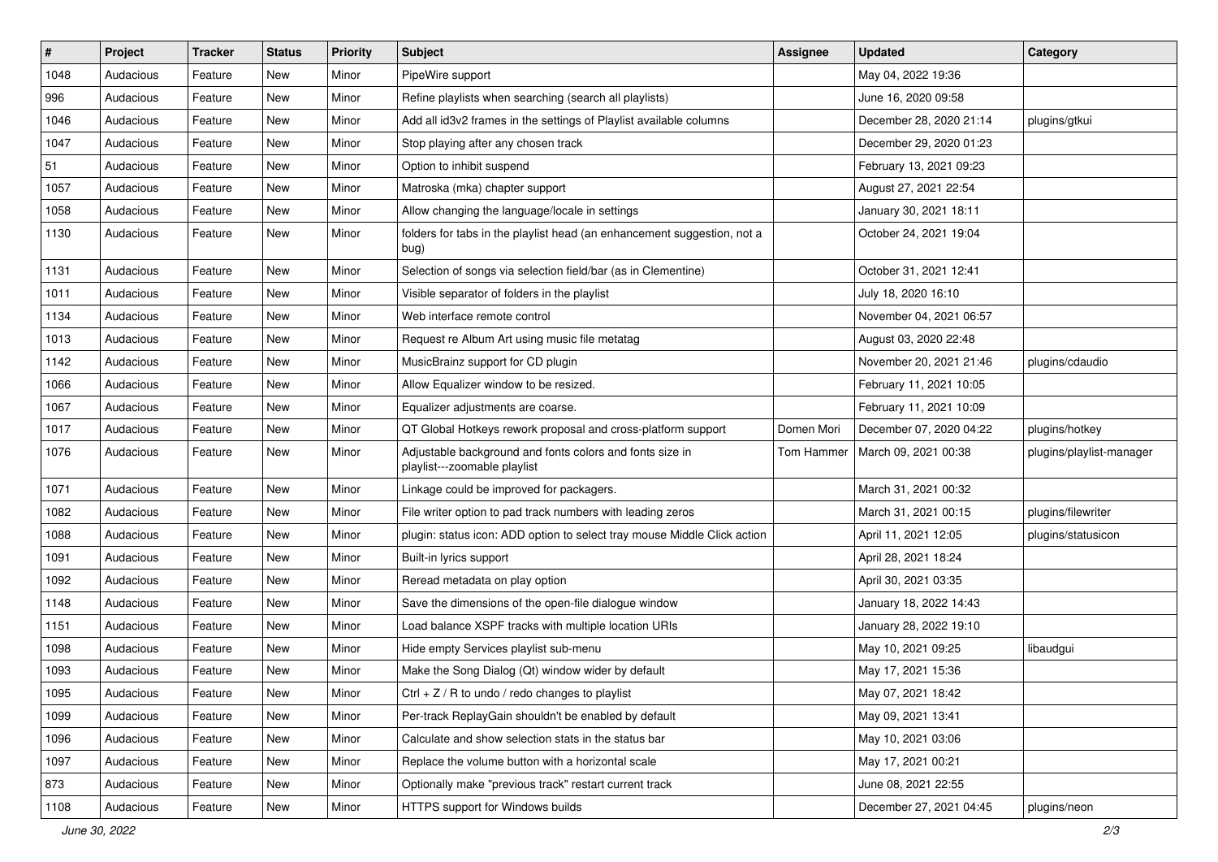| # | Project | Tracker | Status | Priority | Subject | Assignee | Updated | Category |
|---|---|---|---|---|---|---|---|---|
| 1048 | Audacious | Feature | New | Minor | PipeWire support | | May 04, 2022 19:36 | |
| 996 | Audacious | Feature | New | Minor | Refine playlists when searching (search all playlists) | | June 16, 2020 09:58 | |
| 1046 | Audacious | Feature | New | Minor | Add all id3v2 frames in the settings of Playlist available columns | | December 28, 2020 21:14 | plugins/gtkui |
| 1047 | Audacious | Feature | New | Minor | Stop playing after any chosen track | | December 29, 2020 01:23 | |
| 51 | Audacious | Feature | New | Minor | Option to inhibit suspend | | February 13, 2021 09:23 | |
| 1057 | Audacious | Feature | New | Minor | Matroska (mka) chapter support | | August 27, 2021 22:54 | |
| 1058 | Audacious | Feature | New | Minor | Allow changing the language/locale in settings | | January 30, 2021 18:11 | |
| 1130 | Audacious | Feature | New | Minor | folders for tabs in the playlist head (an enhancement suggestion, not a bug) | | October 24, 2021 19:04 | |
| 1131 | Audacious | Feature | New | Minor | Selection of songs via selection field/bar (as in Clementine) | | October 31, 2021 12:41 | |
| 1011 | Audacious | Feature | New | Minor | Visible separator of folders in the playlist | | July 18, 2020 16:10 | |
| 1134 | Audacious | Feature | New | Minor | Web interface remote control | | November 04, 2021 06:57 | |
| 1013 | Audacious | Feature | New | Minor | Request re Album Art using music file metatag | | August 03, 2020 22:48 | |
| 1142 | Audacious | Feature | New | Minor | MusicBrainz support for CD plugin | | November 20, 2021 21:46 | plugins/cdaudio |
| 1066 | Audacious | Feature | New | Minor | Allow Equalizer window to be resized. | | February 11, 2021 10:05 | |
| 1067 | Audacious | Feature | New | Minor | Equalizer adjustments are coarse. | | February 11, 2021 10:09 | |
| 1017 | Audacious | Feature | New | Minor | QT Global Hotkeys rework proposal and cross-platform support | Domen Mori | December 07, 2020 04:22 | plugins/hotkey |
| 1076 | Audacious | Feature | New | Minor | Adjustable background and fonts colors and fonts size in playlist---zoomable playlist | Tom Hammer | March 09, 2021 00:38 | plugins/playlist-manager |
| 1071 | Audacious | Feature | New | Minor | Linkage could be improved for packagers. | | March 31, 2021 00:32 | |
| 1082 | Audacious | Feature | New | Minor | File writer option to pad track numbers with leading zeros | | March 31, 2021 00:15 | plugins/filewriter |
| 1088 | Audacious | Feature | New | Minor | plugin: status icon: ADD option to select tray mouse Middle Click action | | April 11, 2021 12:05 | plugins/statusicon |
| 1091 | Audacious | Feature | New | Minor | Built-in lyrics support | | April 28, 2021 18:24 | |
| 1092 | Audacious | Feature | New | Minor | Reread metadata on play option | | April 30, 2021 03:35 | |
| 1148 | Audacious | Feature | New | Minor | Save the dimensions of the open-file dialogue window | | January 18, 2022 14:43 | |
| 1151 | Audacious | Feature | New | Minor | Load balance XSPF tracks with multiple location URIs | | January 28, 2022 19:10 | |
| 1098 | Audacious | Feature | New | Minor | Hide empty Services playlist sub-menu | | May 10, 2021 09:25 | libaudgui |
| 1093 | Audacious | Feature | New | Minor | Make the Song Dialog (Qt) window wider by default | | May 17, 2021 15:36 | |
| 1095 | Audacious | Feature | New | Minor | Ctrl + Z / R to undo / redo changes to playlist | | May 07, 2021 18:42 | |
| 1099 | Audacious | Feature | New | Minor | Per-track ReplayGain shouldn't be enabled by default | | May 09, 2021 13:41 | |
| 1096 | Audacious | Feature | New | Minor | Calculate and show selection stats in the status bar | | May 10, 2021 03:06 | |
| 1097 | Audacious | Feature | New | Minor | Replace the volume button with a horizontal scale | | May 17, 2021 00:21 | |
| 873 | Audacious | Feature | New | Minor | Optionally make "previous track" restart current track | | June 08, 2021 22:55 | |
| 1108 | Audacious | Feature | New | Minor | HTTPS support for Windows builds | | December 27, 2021 04:45 | plugins/neon |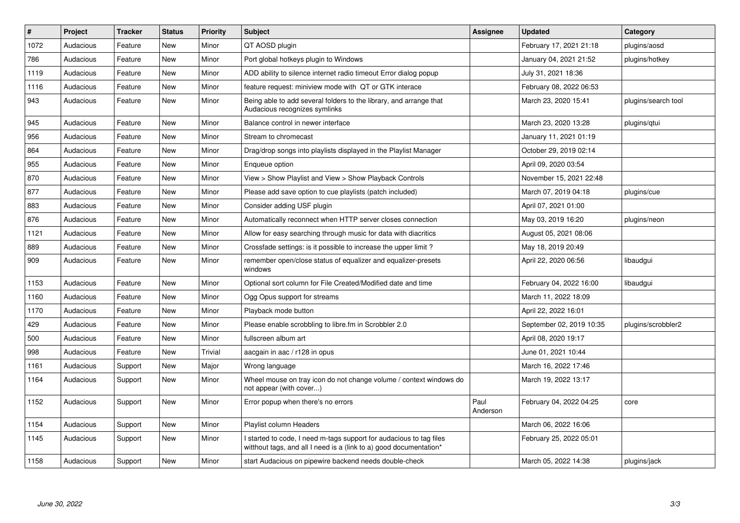| # | Project | Tracker | Status | Priority | Subject | Assignee | Updated | Category |
|---|---|---|---|---|---|---|---|---|
| 1072 | Audacious | Feature | New | Minor | QT AOSD plugin | | February 17, 2021 21:18 | plugins/aosd |
| 786 | Audacious | Feature | New | Minor | Port global hotkeys plugin to Windows | | January 04, 2021 21:52 | plugins/hotkey |
| 1119 | Audacious | Feature | New | Minor | ADD ability to silence internet radio timeout Error dialog popup | | July 31, 2021 18:36 | |
| 1116 | Audacious | Feature | New | Minor | feature request: miniview mode with QT or GTK interace | | February 08, 2022 06:53 | |
| 943 | Audacious | Feature | New | Minor | Being able to add several folders to the library, and arrange that Audacious recognizes symlinks | | March 23, 2020 15:41 | plugins/search tool |
| 945 | Audacious | Feature | New | Minor | Balance control in newer interface | | March 23, 2020 13:28 | plugins/qtui |
| 956 | Audacious | Feature | New | Minor | Stream to chromecast | | January 11, 2021 01:19 | |
| 864 | Audacious | Feature | New | Minor | Drag/drop songs into playlists displayed in the Playlist Manager | | October 29, 2019 02:14 | |
| 955 | Audacious | Feature | New | Minor | Enqueue option | | April 09, 2020 03:54 | |
| 870 | Audacious | Feature | New | Minor | View > Show Playlist and View > Show Playback Controls | | November 15, 2021 22:48 | |
| 877 | Audacious | Feature | New | Minor | Please add save option to cue playlists (patch included) | | March 07, 2019 04:18 | plugins/cue |
| 883 | Audacious | Feature | New | Minor | Consider adding USF plugin | | April 07, 2021 01:00 | |
| 876 | Audacious | Feature | New | Minor | Automatically reconnect when HTTP server closes connection | | May 03, 2019 16:20 | plugins/neon |
| 1121 | Audacious | Feature | New | Minor | Allow for easy searching through music for data with diacritics | | August 05, 2021 08:06 | |
| 889 | Audacious | Feature | New | Minor | Crossfade settings: is it possible to increase the upper limit ? | | May 18, 2019 20:49 | |
| 909 | Audacious | Feature | New | Minor | remember open/close status of equalizer and equalizer-presets windows | | April 22, 2020 06:56 | libaudgui |
| 1153 | Audacious | Feature | New | Minor | Optional sort column for File Created/Modified date and time | | February 04, 2022 16:00 | libaudgui |
| 1160 | Audacious | Feature | New | Minor | Ogg Opus support for streams | | March 11, 2022 18:09 | |
| 1170 | Audacious | Feature | New | Minor | Playback mode button | | April 22, 2022 16:01 | |
| 429 | Audacious | Feature | New | Minor | Please enable scrobbling to libre.fm in Scrobbler 2.0 | | September 02, 2019 10:35 | plugins/scrobbler2 |
| 500 | Audacious | Feature | New | Minor | fullscreen album art | | April 08, 2020 19:17 | |
| 998 | Audacious | Feature | New | Trivial | aacgain in aac / r128 in opus | | June 01, 2021 10:44 | |
| 1161 | Audacious | Support | New | Major | Wrong language | | March 16, 2022 17:46 | |
| 1164 | Audacious | Support | New | Minor | Wheel mouse on tray icon do not change volume / context windows do not appear (with cover...) | | March 19, 2022 13:17 | |
| 1152 | Audacious | Support | New | Minor | Error popup when there's no errors | Paul Anderson | February 04, 2022 04:25 | core |
| 1154 | Audacious | Support | New | Minor | Playlist column Headers | | March 06, 2022 16:06 | |
| 1145 | Audacious | Support | New | Minor | I started to code, I need m-tags support for audacious to tag files witthout tags, and all I need is a (link to a) good documentation* | | February 25, 2022 05:01 | |
| 1158 | Audacious | Support | New | Minor | start Audacious on pipewire backend needs double-check | | March 05, 2022 14:38 | plugins/jack |

*June 30, 2022*